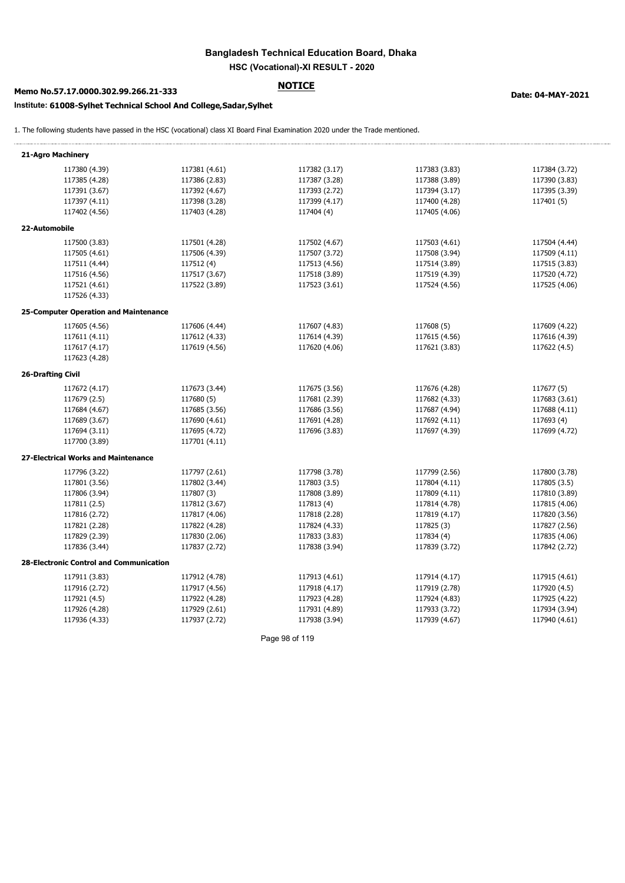# Bangladesh Technical Education Board, Dhaka

## HSC (Vocational)-XI RESULT - 2020

**NOTICE**

**Memo No.57.17.0000.302.99.266.21-333**

**Date: 04-MAY-2021**

**Institute: 61008-Sylhet Technical School And College,Sadar,Sylhet**

1. The following students have passed in the HSC (vocational) class XI Board Final Examination 2020 under the Trade mentioned.

### 21-Agro Machinery

| | | | | |
|---|---|---|---|---|
| 117380 (4.39) | 117381 (4.61) | 117382 (3.17) | 117383 (3.83) | 117384 (3.72) |
| 117385 (4.28) | 117386 (2.83) | 117387 (3.28) | 117388 (3.89) | 117390 (3.83) |
| 117391 (3.67) | 117392 (4.67) | 117393 (2.72) | 117394 (3.17) | 117395 (3.39) |
| 117397 (4.11) | 117398 (3.28) | 117399 (4.17) | 117400 (4.28) | 117401 (5) |
| 117402 (4.56) | 117403 (4.28) | 117404 (4) | 117405 (4.06) | |

### 22-Automobile

| | | | | |
|---|---|---|---|---|
| 117500 (3.83) | 117501 (4.28) | 117502 (4.67) | 117503 (4.61) | 117504 (4.44) |
| 117505 (4.61) | 117506 (4.39) | 117507 (3.72) | 117508 (3.94) | 117509 (4.11) |
| 117511 (4.44) | 117512 (4) | 117513 (4.56) | 117514 (3.89) | 117515 (3.83) |
| 117516 (4.56) | 117517 (3.67) | 117518 (3.89) | 117519 (4.39) | 117520 (4.72) |
| 117521 (4.61) | 117522 (3.89) | 117523 (3.61) | 117524 (4.56) | 117525 (4.06) |
| 117526 (4.33) | | | | |

### 25-Computer Operation and Maintenance

| | | | | |
|---|---|---|---|---|
| 117605 (4.56) | 117606 (4.44) | 117607 (4.83) | 117608 (5) | 117609 (4.22) |
| 117611 (4.11) | 117612 (4.33) | 117614 (4.39) | 117615 (4.56) | 117616 (4.39) |
| 117617 (4.17) | 117619 (4.56) | 117620 (4.06) | 117621 (3.83) | 117622 (4.5) |
| 117623 (4.28) | | | | |

### 26-Drafting Civil

| | | | | |
|---|---|---|---|---|
| 117672 (4.17) | 117673 (3.44) | 117675 (3.56) | 117676 (4.28) | 117677 (5) |
| 117679 (2.5) | 117680 (5) | 117681 (2.39) | 117682 (4.33) | 117683 (3.61) |
| 117684 (4.67) | 117685 (3.56) | 117686 (3.56) | 117687 (4.94) | 117688 (4.11) |
| 117689 (3.67) | 117690 (4.61) | 117691 (4.28) | 117692 (4.11) | 117693 (4) |
| 117694 (3.11) | 117695 (4.72) | 117696 (3.83) | 117697 (4.39) | 117699 (4.72) |
| 117700 (3.89) | 117701 (4.11) | | | |

### 27-Electrical Works and Maintenance

| | | | | |
|---|---|---|---|---|
| 117796 (3.22) | 117797 (2.61) | 117798 (3.78) | 117799 (2.56) | 117800 (3.78) |
| 117801 (3.56) | 117802 (3.44) | 117803 (3.5) | 117804 (4.11) | 117805 (3.5) |
| 117806 (3.94) | 117807 (3) | 117808 (3.89) | 117809 (4.11) | 117810 (3.89) |
| 117811 (2.5) | 117812 (3.67) | 117813 (4) | 117814 (4.78) | 117815 (4.06) |
| 117816 (2.72) | 117817 (4.06) | 117818 (2.28) | 117819 (4.17) | 117820 (3.56) |
| 117821 (2.28) | 117822 (4.28) | 117824 (4.33) | 117825 (3) | 117827 (2.56) |
| 117829 (2.39) | 117830 (2.06) | 117833 (3.83) | 117834 (4) | 117835 (4.06) |
| 117836 (3.44) | 117837 (2.72) | 117838 (3.94) | 117839 (3.72) | 117842 (2.72) |

### 28-Electronic Control and Communication

| | | | | |
|---|---|---|---|---|
| 117911 (3.83) | 117912 (4.78) | 117913 (4.61) | 117914 (4.17) | 117915 (4.61) |
| 117916 (2.72) | 117917 (4.56) | 117918 (4.17) | 117919 (2.78) | 117920 (4.5) |
| 117921 (4.5) | 117922 (4.28) | 117923 (4.28) | 117924 (4.83) | 117925 (4.22) |
| 117926 (4.28) | 117929 (2.61) | 117931 (4.89) | 117933 (3.72) | 117934 (3.94) |
| 117936 (4.33) | 117937 (2.72) | 117938 (3.94) | 117939 (4.67) | 117940 (4.61) |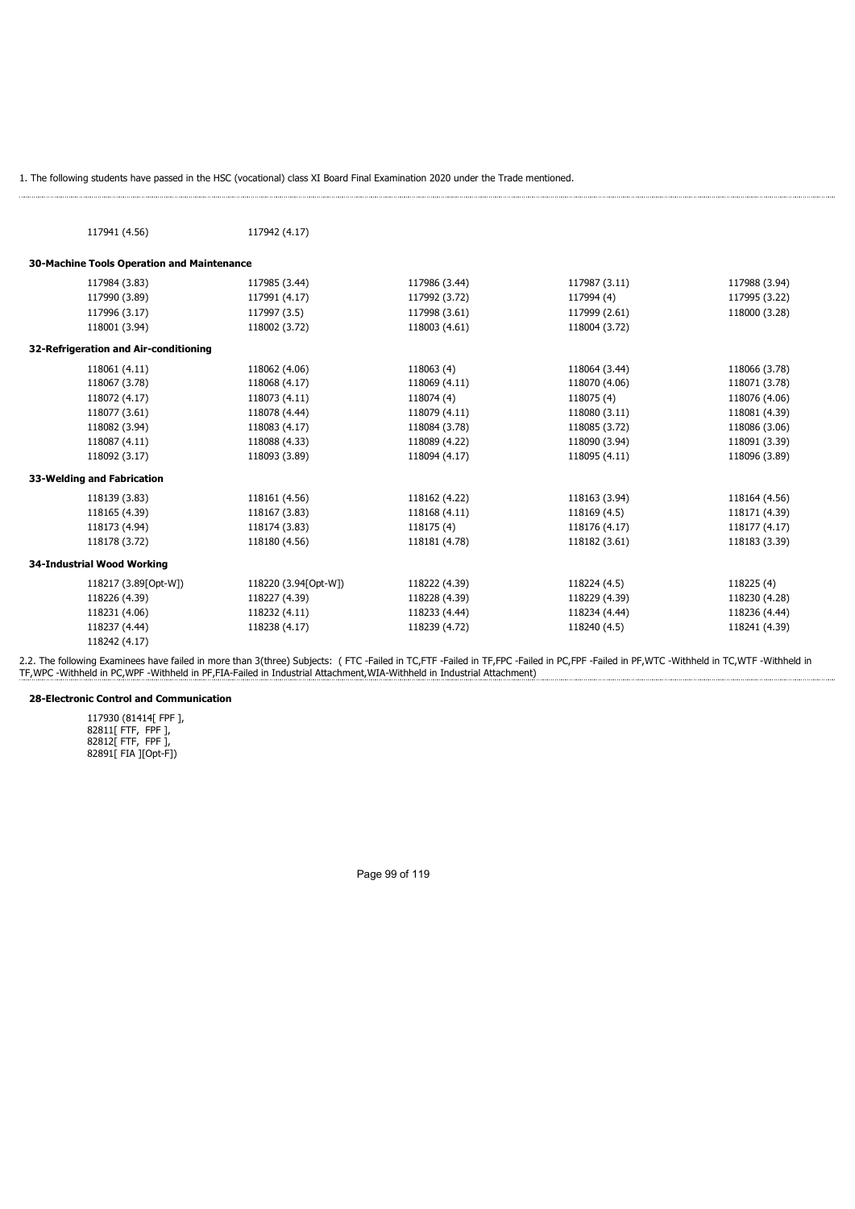1. The following students have passed in the HSC (vocational) class XI Board Final Examination 2020 under the Trade mentioned.

| | | | | |
|---|---|---|---|---|
| 117941 (4.56) | 117942 (4.17) | | | |

**30-Machine Tools Operation and Maintenance**

| | | | | |
|---|---|---|---|---|
| 117984 (3.83) | 117985 (3.44) | 117986 (3.44) | 117987 (3.11) | 117988 (3.94) |
| 117990 (3.89) | 117991 (4.17) | 117992 (3.72) | 117994 (4) | 117995 (3.22) |
| 117996 (3.17) | 117997 (3.5) | 117998 (3.61) | 117999 (2.61) | 118000 (3.28) |
| 118001 (3.94) | 118002 (3.72) | 118003 (4.61) | 118004 (3.72) | |

**32-Refrigeration and Air-conditioning**

| | | | | |
|---|---|---|---|---|
| 118061 (4.11) | 118062 (4.06) | 118063 (4) | 118064 (3.44) | 118066 (3.78) |
| 118067 (3.78) | 118068 (4.17) | 118069 (4.11) | 118070 (4.06) | 118071 (3.78) |
| 118072 (4.17) | 118073 (4.11) | 118074 (4) | 118075 (4) | 118076 (4.06) |
| 118077 (3.61) | 118078 (4.44) | 118079 (4.11) | 118080 (3.11) | 118081 (4.39) |
| 118082 (3.94) | 118083 (4.17) | 118084 (3.78) | 118085 (3.72) | 118086 (3.06) |
| 118087 (4.11) | 118088 (4.33) | 118089 (4.22) | 118090 (3.94) | 118091 (3.39) |
| 118092 (3.17) | 118093 (3.89) | 118094 (4.17) | 118095 (4.11) | 118096 (3.89) |

**33-Welding and Fabrication**

| | | | | |
|---|---|---|---|---|
| 118139 (3.83) | 118161 (4.56) | 118162 (4.22) | 118163 (3.94) | 118164 (4.56) |
| 118165 (4.39) | 118167 (3.83) | 118168 (4.11) | 118169 (4.5) | 118171 (4.39) |
| 118173 (4.94) | 118174 (3.83) | 118175 (4) | 118176 (4.17) | 118177 (4.17) |
| 118178 (3.72) | 118180 (4.56) | 118181 (4.78) | 118182 (3.61) | 118183 (3.39) |

**34-Industrial Wood Working**

| | | | | |
|---|---|---|---|---|
| 118217 (3.89[Opt-W]) | 118220 (3.94[Opt-W]) | 118222 (4.39) | 118224 (4.5) | 118225 (4) |
| 118226 (4.39) | 118227 (4.39) | 118228 (4.39) | 118229 (4.39) | 118230 (4.28) |
| 118231 (4.06) | 118232 (4.11) | 118233 (4.44) | 118234 (4.44) | 118236 (4.44) |
| 118237 (4.44) | 118238 (4.17) | 118239 (4.72) | 118240 (4.5) | 118241 (4.39) |
| 118242 (4.17) | | | | |

2.2. The following Examinees have failed in more than 3(three) Subjects: ( FTC -Failed in TC,FTF -Failed in TF,FPC -Failed in PC,FPF -Failed in PF,WTC -Withheld in TC,WTF -Withheld in TF,WPC -Withheld in PC,WPF -Withheld in PF,FIA-Failed in Industrial Attachment,WIA-Withheld in Industrial Attachment)

**28-Electronic Control and Communication**

117930 (81414[ FPF ],
82811[ FTF, FPF ],
82812[ FTF, FPF ],
82891[ FIA ][Opt-F])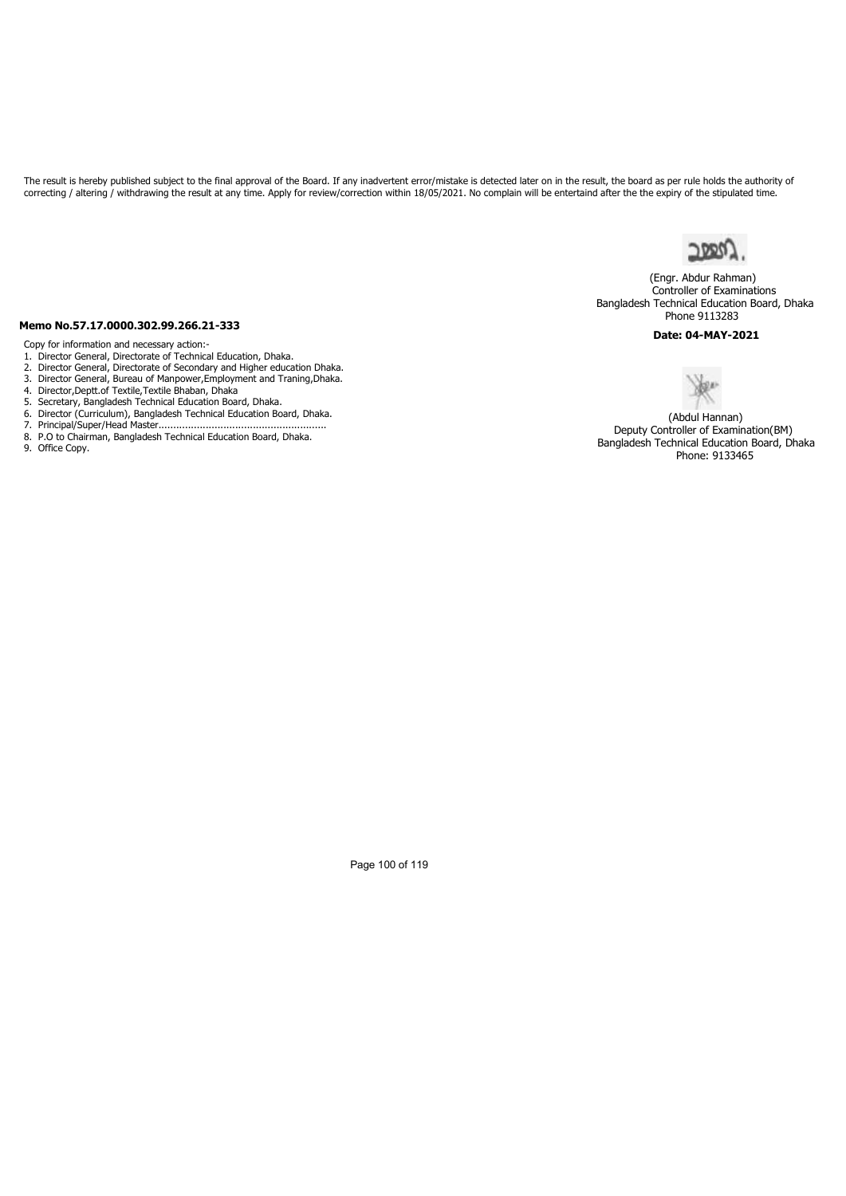The result is hereby published subject to the final approval of the Board. If any inadvertent error/mistake is detected later on in the result, the board as per rule holds the authority of correcting / altering / withdrawing the result at any time. Apply for review/correction within 18/05/2021. No complain will be entertaind after the the expiry of the stipulated time.

(Engr. Abdur Rahman)
Controller of Examinations
Bangladesh Technical Education Board, Dhaka
Phone 9113283

**Memo No.57.17.0000.302.99.266.21-333**

**Date: 04-MAY-2021**

Copy for information and necessary action:-

1. Director General, Directorate of Technical Education, Dhaka.
2. Director General, Directorate of Secondary and Higher education Dhaka.
3. Director General, Bureau of Manpower,Employment and Traning,Dhaka.
4. Director,Deptt.of Textile,Textile Bhaban, Dhaka
5. Secretary, Bangladesh Technical Education Board, Dhaka.
6. Director (Curriculum), Bangladesh Technical Education Board, Dhaka.
7. Principal/Super/Head Master........................................................
8. P.O to Chairman, Bangladesh Technical Education Board, Dhaka.
9. Office Copy.

(Abdul Hannan)
Deputy Controller of Examination(BM)
Bangladesh Technical Education Board, Dhaka
Phone: 9133465